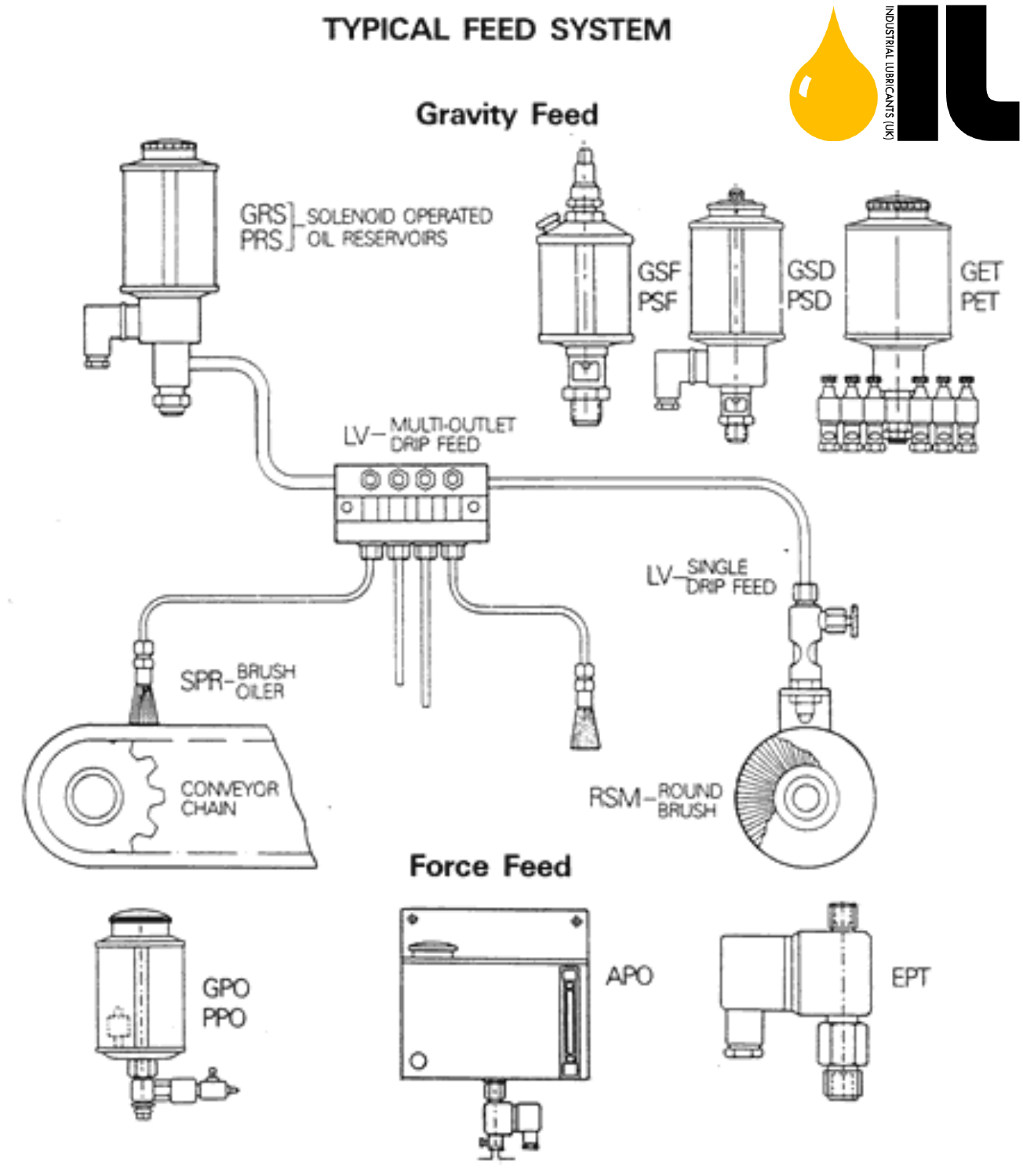# TYPICAL FEED SYSTEM

## Gravity Feed

GRS
PRS
SOLENOID OPERATED OIL RESERVOIRS

GSF
PSF

GSD
PSD

GET
PET

LV– MULTI-OUTLET DRIP FEED

LV– SINGLE DRIP FEED

SPR– BRUSH OILER

CONVEYOR CHAIN

RSM– ROUND BRUSH

## Force Feed

GPO
PPO

APO

EPT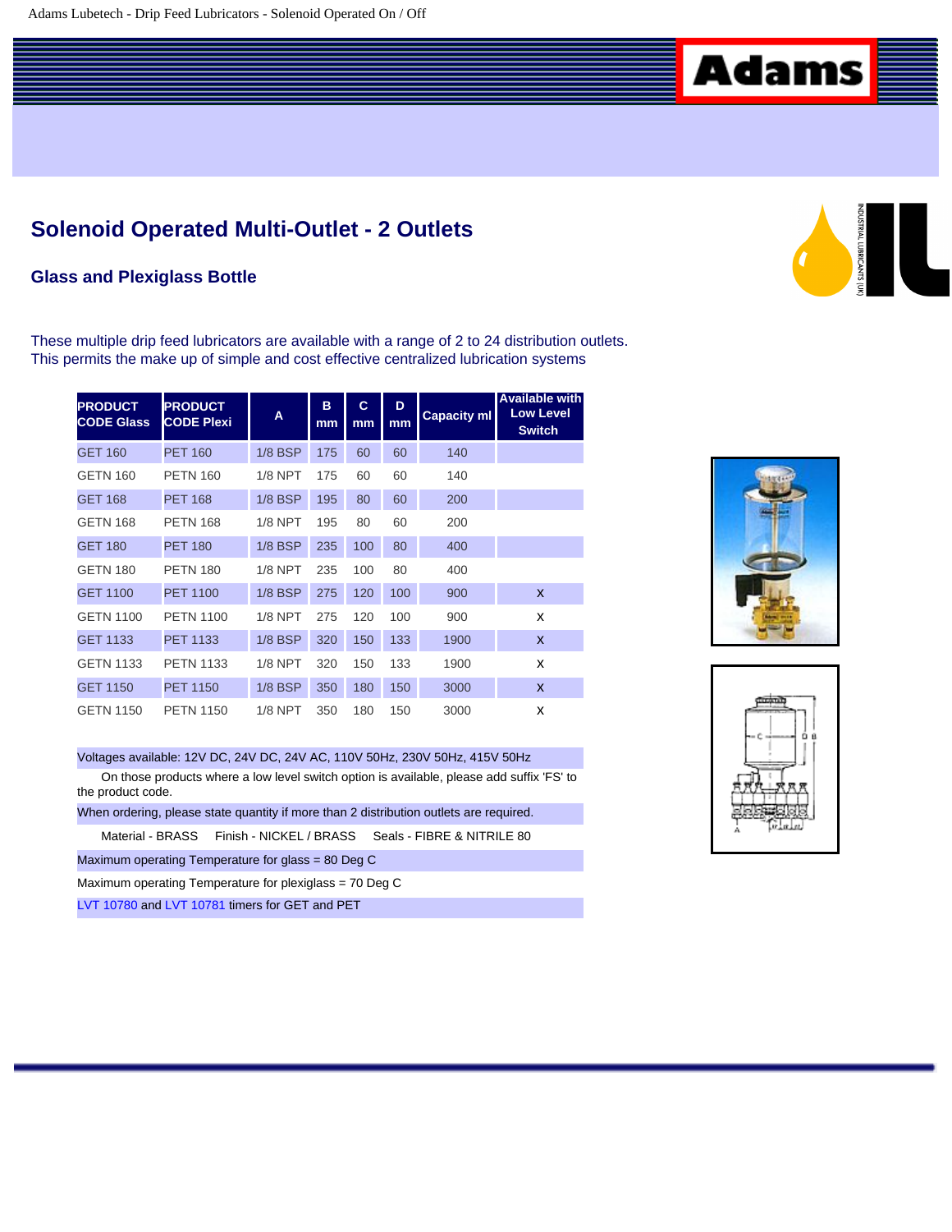# Solenoid Operated Multi-Outlet - 2 Outlets

## Glass and Plexiglass Bottle

These multiple drip feed lubricators are available with a range of 2 to 24 distribution outlets. This permits the make up of simple and cost effective centralized lubrication systems

| PRODUCT CODE Glass | PRODUCT CODE Plexi | A | B mm | C mm | D mm | Capacity ml | Available with Low Level Switch |
|---|---|---|---|---|---|---|---|
| GET 160 | PET 160 | 1/8 BSP | 175 | 60 | 60 | 140 | |
| GETN 160 | PETN 160 | 1/8 NPT | 175 | 60 | 60 | 140 | |
| GET 168 | PET 168 | 1/8 BSP | 195 | 80 | 60 | 200 | |
| GETN 168 | PETN 168 | 1/8 NPT | 195 | 80 | 60 | 200 | |
| GET 180 | PET 180 | 1/8 BSP | 235 | 100 | 80 | 400 | |
| GETN 180 | PETN 180 | 1/8 NPT | 235 | 100 | 80 | 400 | |
| GET 1100 | PET 1100 | 1/8 BSP | 275 | 120 | 100 | 900 | X |
| GETN 1100 | PETN 1100 | 1/8 NPT | 275 | 120 | 100 | 900 | X |
| GET 1133 | PET 1133 | 1/8 BSP | 320 | 150 | 133 | 1900 | X |
| GETN 1133 | PETN 1133 | 1/8 NPT | 320 | 150 | 133 | 1900 | X |
| GET 1150 | PET 1150 | 1/8 BSP | 350 | 180 | 150 | 3000 | X |
| GETN 1150 | PETN 1150 | 1/8 NPT | 350 | 180 | 150 | 3000 | X |

Voltages available: 12V DC, 24V DC, 24V AC, 110V 50Hz, 230V 50Hz, 415V 50Hz

On those products where a low level switch option is available, please add suffix 'FS' to the product code.

When ordering, please state quantity if more than 2 distribution outlets are required.

Material - BRASS Finish - NICKEL / BRASS Seals - FIBRE & NITRILE 80

Maximum operating Temperature for glass = 80 Deg C

Maximum operating Temperature for plexiglass = 70 Deg C

LVT 10780 and LVT 10781 timers for GET and PET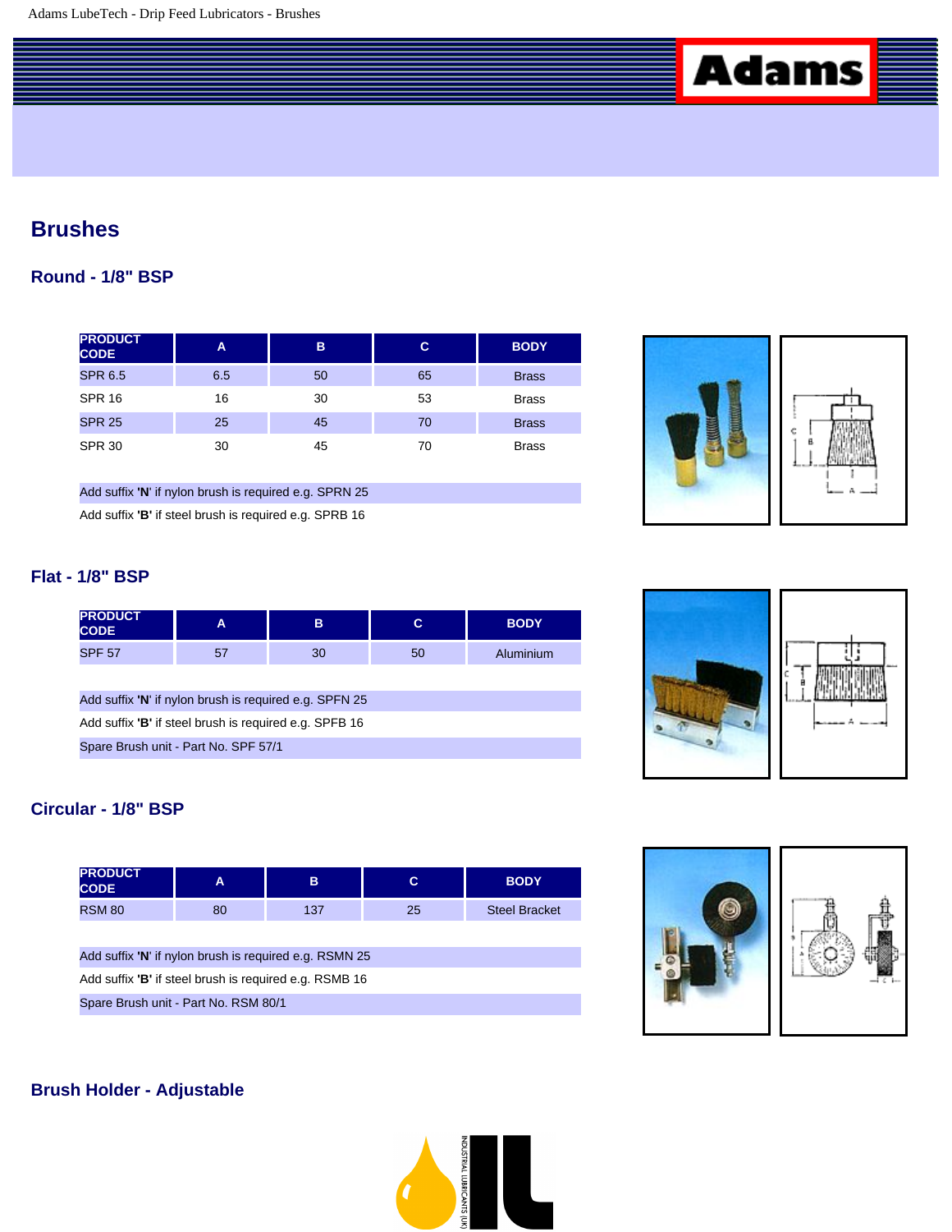# Brushes

## Round - 1/8" BSP

| PRODUCT CODE | A | B | C | BODY |
|---|---|---|---|---|
| SPR 6.5 | 6.5 | 50 | 65 | Brass |
| SPR 16 | 16 | 30 | 53 | Brass |
| SPR 25 | 25 | 45 | 70 | Brass |
| SPR 30 | 30 | 45 | 70 | Brass |

Add suffix **'N'** if nylon brush is required e.g. SPRN 25

Add suffix **'B'** if steel brush is required e.g. SPRB 16

## Flat - 1/8" BSP

| PRODUCT CODE | A | B | C | BODY |
|---|---|---|---|---|
| SPF 57 | 57 | 30 | 50 | Aluminium |

Add suffix **'N'** if nylon brush is required e.g. SPFN 25

Add suffix **'B'** if steel brush is required e.g. SPFB 16

Spare Brush unit - Part No. SPF 57/1

## Circular - 1/8" BSP

| PRODUCT CODE | A | B | C | BODY |
|---|---|---|---|---|
| RSM 80 | 80 | 137 | 25 | Steel Bracket |

Add suffix **'N'** if nylon brush is required e.g. RSMN 25

Add suffix **'B'** if steel brush is required e.g. RSMB 16

Spare Brush unit - Part No. RSM 80/1

## Brush Holder - Adjustable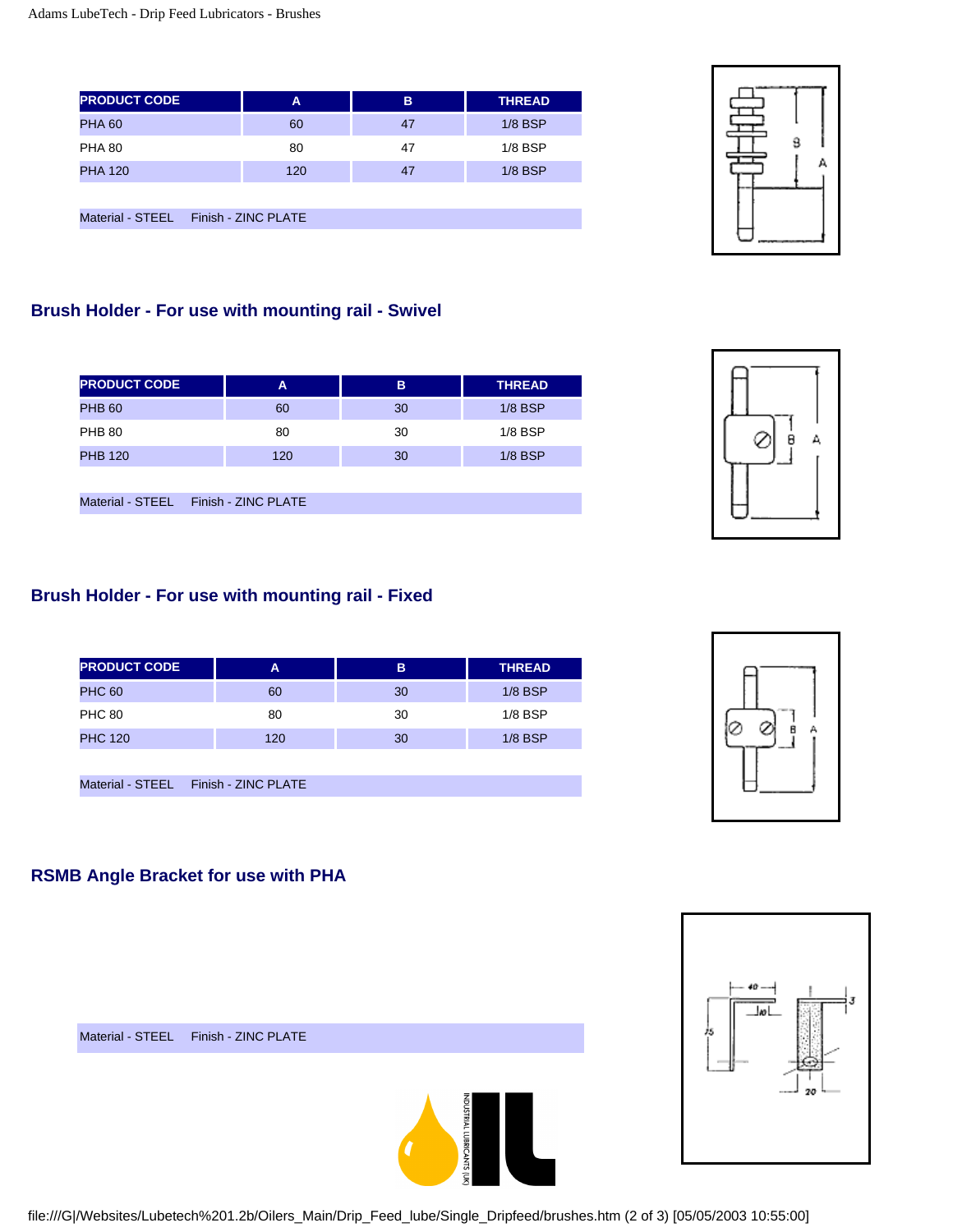| PRODUCT CODE | A | B | THREAD |
| --- | --- | --- | --- |
| PHA 60 | 60 | 47 | 1/8 BSP |
| PHA 80 | 80 | 47 | 1/8 BSP |
| PHA 120 | 120 | 47 | 1/8 BSP |

Material - STEEL    Finish - ZINC PLATE

## Brush Holder - For use with mounting rail - Swivel

| PRODUCT CODE | A | B | THREAD |
| --- | --- | --- | --- |
| PHB 60 | 60 | 30 | 1/8 BSP |
| PHB 80 | 80 | 30 | 1/8 BSP |
| PHB 120 | 120 | 30 | 1/8 BSP |

Material - STEEL    Finish - ZINC PLATE

## Brush Holder - For use with mounting rail - Fixed

| PRODUCT CODE | A | B | THREAD |
| --- | --- | --- | --- |
| PHC 60 | 60 | 30 | 1/8 BSP |
| PHC 80 | 80 | 30 | 1/8 BSP |
| PHC 120 | 120 | 30 | 1/8 BSP |

Material - STEEL    Finish - ZINC PLATE

## RSMB Angle Bracket for use with PHA

Material - STEEL    Finish - ZINC PLATE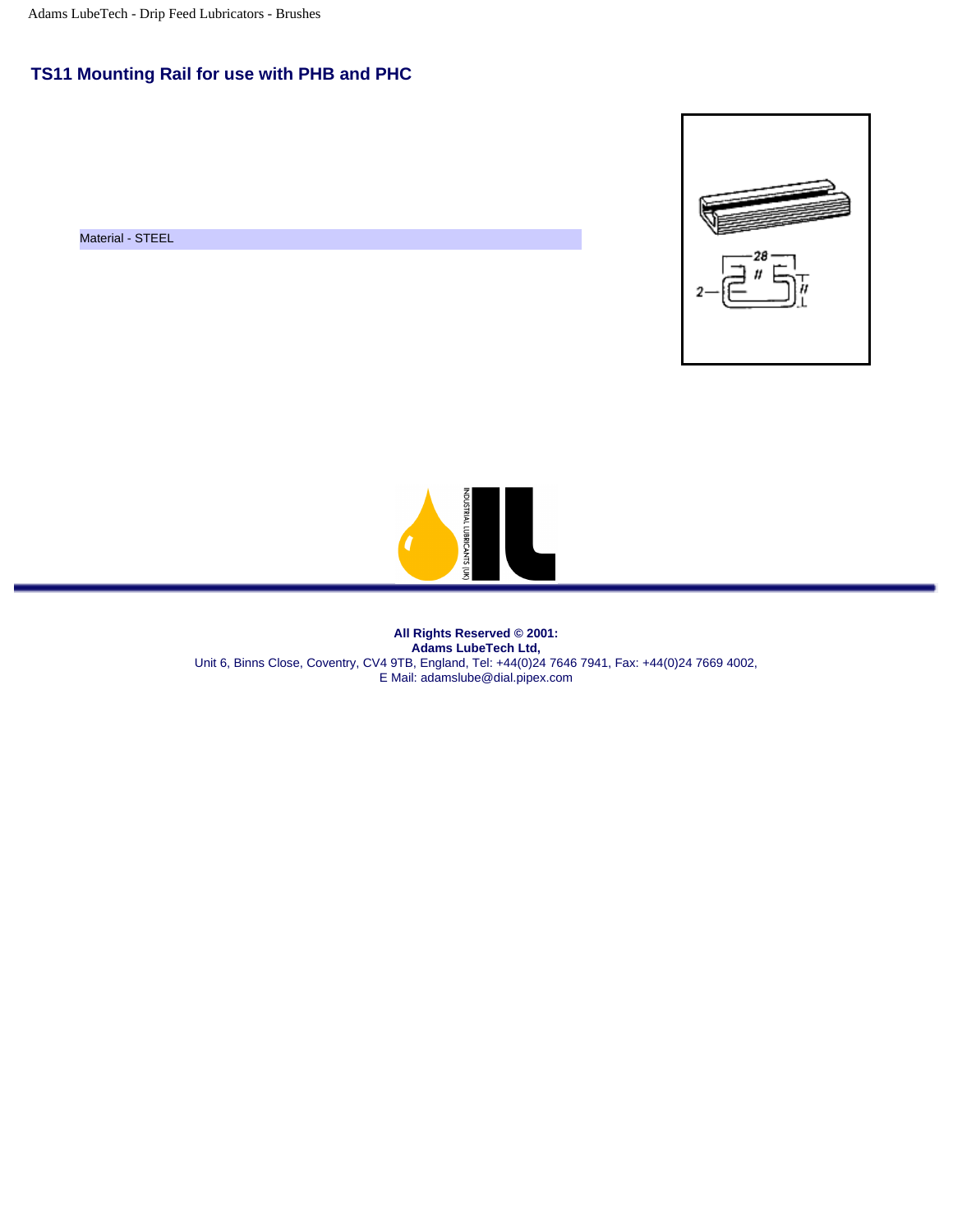## TS11 Mounting Rail for use with PHB and PHC

Material - STEEL

**All Rights Reserved © 2001:**
**Adams LubeTech Ltd,**
Unit 6, Binns Close, Coventry, CV4 9TB, England, Tel: +44(0)24 7646 7941, Fax: +44(0)24 7669 4002,
E Mail: adamslube@dial.pipex.com